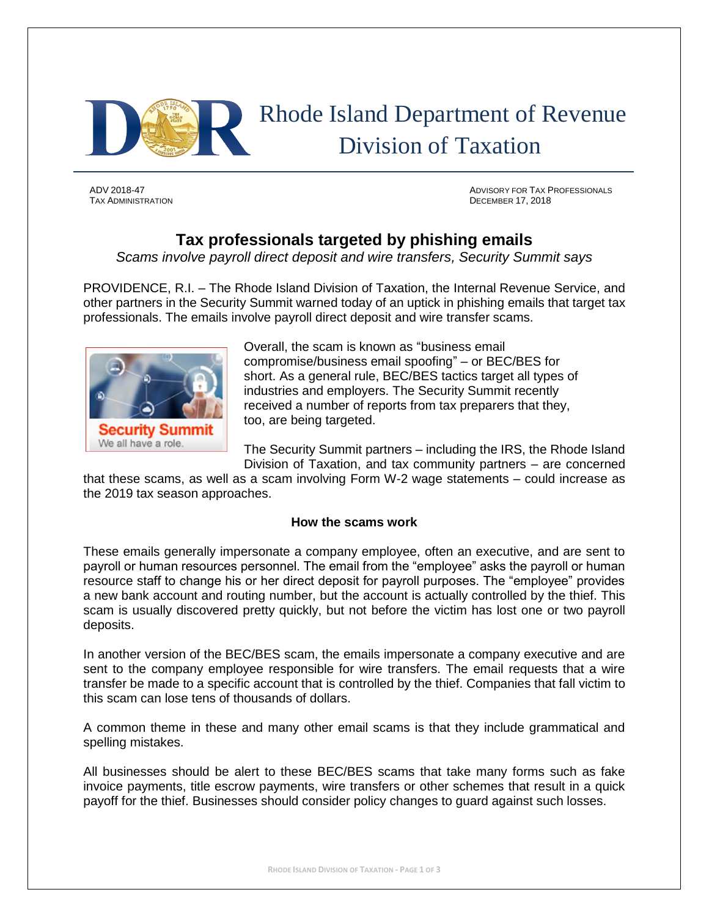# Rhode Island Department of Revenue
# Division of Taxation

ADV 2018-47
TAX ADMINISTRATION

ADVISORY FOR TAX PROFESSIONALS
DECEMBER 17, 2018

## Tax professionals targeted by phishing emails

*Scams involve payroll direct deposit and wire transfers, Security Summit says*

PROVIDENCE, R.I. – The Rhode Island Division of Taxation, the Internal Revenue Service, and other partners in the Security Summit warned today of an uptick in phishing emails that target tax professionals. The emails involve payroll direct deposit and wire transfer scams.

Overall, the scam is known as "business email compromise/business email spoofing" – or BEC/BES for short. As a general rule, BEC/BES tactics target all types of industries and employers. The Security Summit recently received a number of reports from tax preparers that they, too, are being targeted.

The Security Summit partners – including the IRS, the Rhode Island Division of Taxation, and tax community partners – are concerned that these scams, as well as a scam involving Form W-2 wage statements – could increase as the 2019 tax season approaches.

### How the scams work

These emails generally impersonate a company employee, often an executive, and are sent to payroll or human resources personnel. The email from the "employee" asks the payroll or human resource staff to change his or her direct deposit for payroll purposes. The "employee" provides a new bank account and routing number, but the account is actually controlled by the thief. This scam is usually discovered pretty quickly, but not before the victim has lost one or two payroll deposits.

In another version of the BEC/BES scam, the emails impersonate a company executive and are sent to the company employee responsible for wire transfers. The email requests that a wire transfer be made to a specific account that is controlled by the thief. Companies that fall victim to this scam can lose tens of thousands of dollars.

A common theme in these and many other email scams is that they include grammatical and spelling mistakes.

All businesses should be alert to these BEC/BES scams that take many forms such as fake invoice payments, title escrow payments, wire transfers or other schemes that result in a quick payoff for the thief. Businesses should consider policy changes to guard against such losses.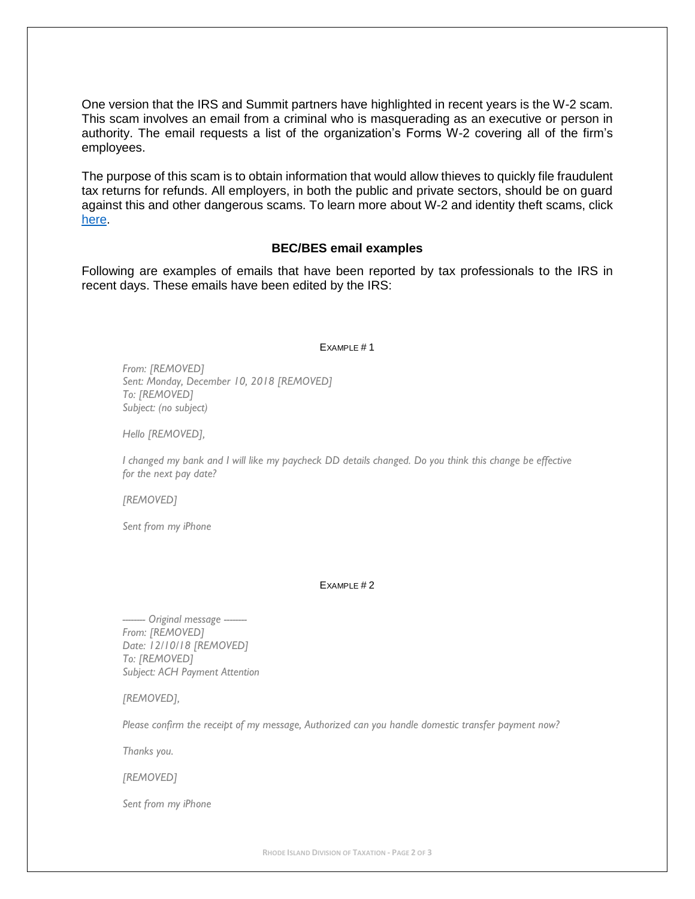One version that the IRS and Summit partners have highlighted in recent years is the W-2 scam. This scam involves an email from a criminal who is masquerading as an executive or person in authority. The email requests a list of the organization's Forms W-2 covering all of the firm's employees.

The purpose of this scam is to obtain information that would allow thieves to quickly file fraudulent tax returns for refunds. All employers, in both the public and private sectors, should be on guard against this and other dangerous scams. To learn more about W-2 and identity theft scams, click here.

### BEC/BES email examples

Following are examples of emails that have been reported by tax professionals to the IRS in recent days. These emails have been edited by the IRS:

EXAMPLE # 1

*From: [REMOVED]*
*Sent: Monday, December 10, 2018 [REMOVED]*
*To: [REMOVED]*
*Subject: (no subject)*

*Hello [REMOVED],*

*I changed my bank and I will like my paycheck DD details changed. Do you think this change be effective for the next pay date?*

*[REMOVED]*

*Sent from my iPhone*

EXAMPLE # 2

*-------- Original message --------*
*From: [REMOVED]*
*Date: 12/10/18 [REMOVED]*
*To: [REMOVED]*
*Subject: ACH Payment Attention*

*[REMOVED],*

*Please confirm the receipt of my message, Authorized can you handle domestic transfer payment now?*

*Thanks you.*

*[REMOVED]*

*Sent from my iPhone*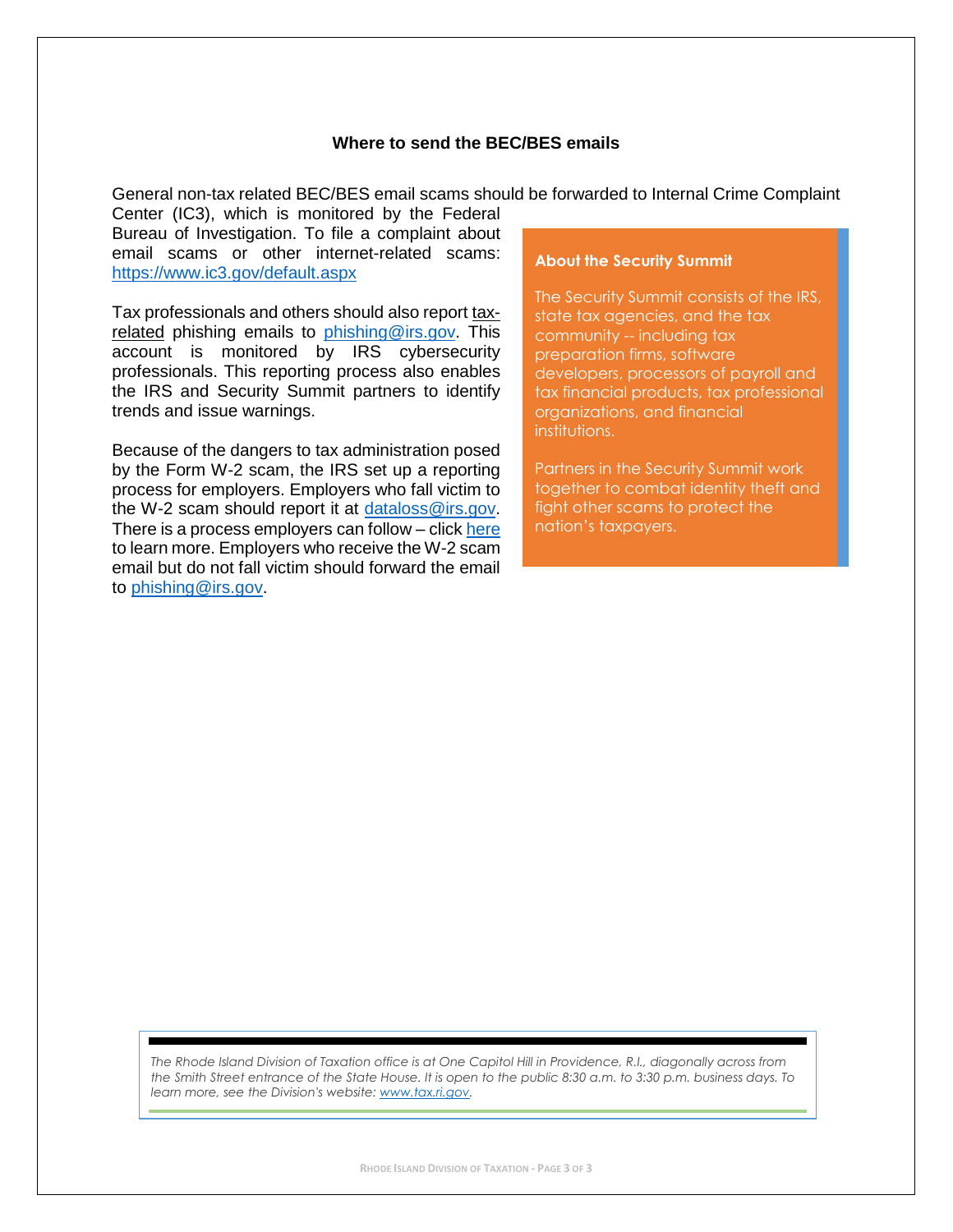### Where to send the BEC/BES emails

General non-tax related BEC/BES email scams should be forwarded to Internal Crime Complaint Center (IC3), which is monitored by the Federal Bureau of Investigation. To file a complaint about email scams or other internet-related scams: https://www.ic3.gov/default.aspx

Tax professionals and others should also report tax-related phishing emails to phishing@irs.gov. This account is monitored by IRS cybersecurity professionals. This reporting process also enables the IRS and Security Summit partners to identify trends and issue warnings.

Because of the dangers to tax administration posed by the Form W-2 scam, the IRS set up a reporting process for employers. Employers who fall victim to the W-2 scam should report it at dataloss@irs.gov. There is a process employers can follow – click here to learn more. Employers who receive the W-2 scam email but do not fall victim should forward the email to phishing@irs.gov.

**About the Security Summit**

The Security Summit consists of the IRS, state tax agencies, and the tax community -- including tax preparation firms, software developers, processors of payroll and tax financial products, tax professional organizations, and financial institutions.

Partners in the Security Summit work together to combat identity theft and fight other scams to protect the nation's taxpayers.

*The Rhode Island Division of Taxation office is at One Capitol Hill in Providence, R.I., diagonally across from the Smith Street entrance of the State House. It is open to the public 8:30 a.m. to 3:30 p.m. business days. To learn more, see the Division's website: www.tax.ri.gov.*